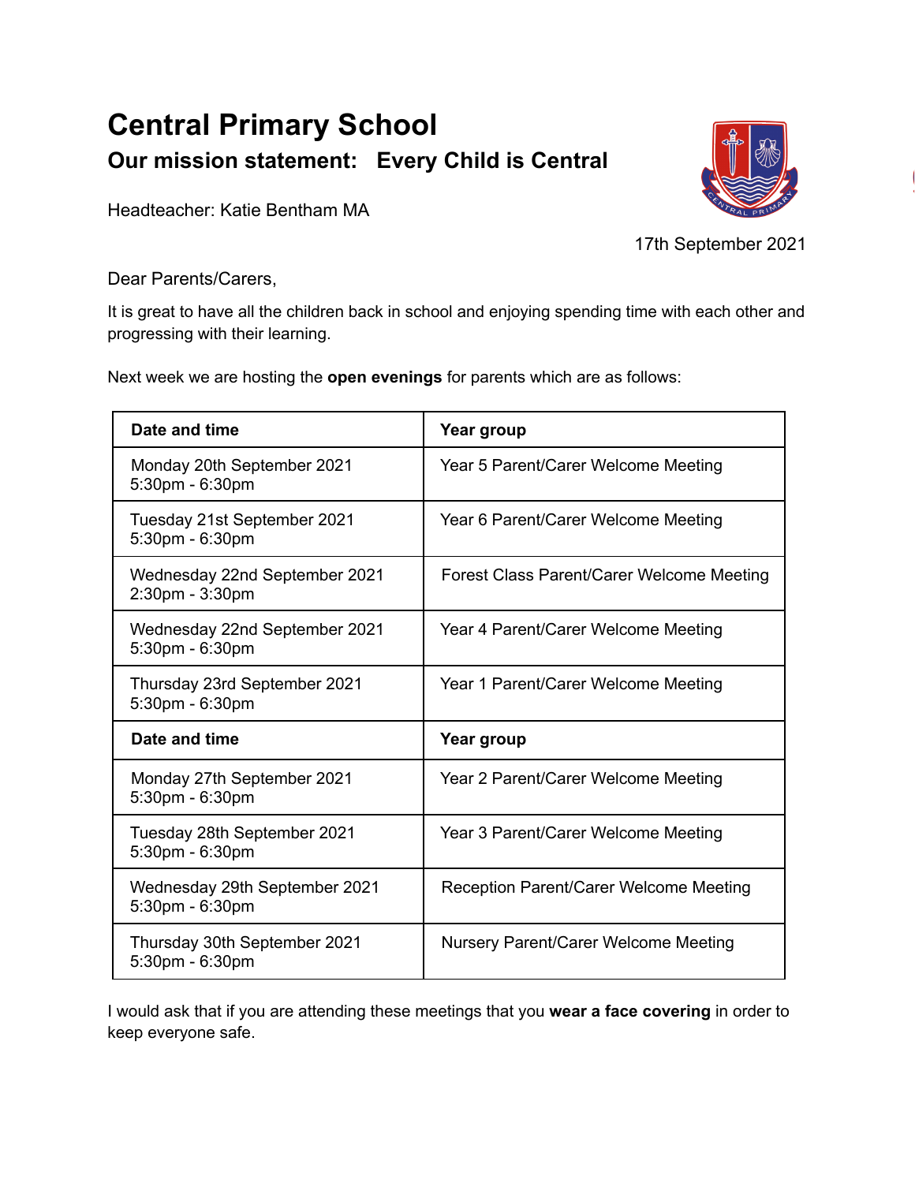# Central Primary School

## Our mission statement: Every Child is Central

Headteacher: Katie Bentham MA

17th September 2021

Dear Parents/Carers,

It is great to have all the children back in school and enjoying spending time with each other and progressing with their learning.

Next week we are hosting the **open evenings** for parents which are as follows:

| Date and time | Year group |
|---|---|
| Monday 20th September 2021<br>5:30pm - 6:30pm | Year 5 Parent/Carer Welcome Meeting |
| Tuesday 21st September 2021<br>5:30pm - 6:30pm | Year 6 Parent/Carer Welcome Meeting |
| Wednesday 22nd September 2021<br>2:30pm - 3:30pm | Forest Class Parent/Carer Welcome Meeting |
| Wednesday 22nd September 2021<br>5:30pm - 6:30pm | Year 4 Parent/Carer Welcome Meeting |
| Thursday 23rd September 2021<br>5:30pm - 6:30pm | Year 1 Parent/Carer Welcome Meeting |
| **Date and time** | **Year group** |
| Monday 27th September 2021<br>5:30pm - 6:30pm | Year 2 Parent/Carer Welcome Meeting |
| Tuesday 28th September 2021<br>5:30pm - 6:30pm | Year 3 Parent/Carer Welcome Meeting |
| Wednesday 29th September 2021<br>5:30pm - 6:30pm | Reception Parent/Carer Welcome Meeting |
| Thursday 30th September 2021<br>5:30pm - 6:30pm | Nursery Parent/Carer Welcome Meeting |

I would ask that if you are attending these meetings that you **wear a face covering** in order to keep everyone safe.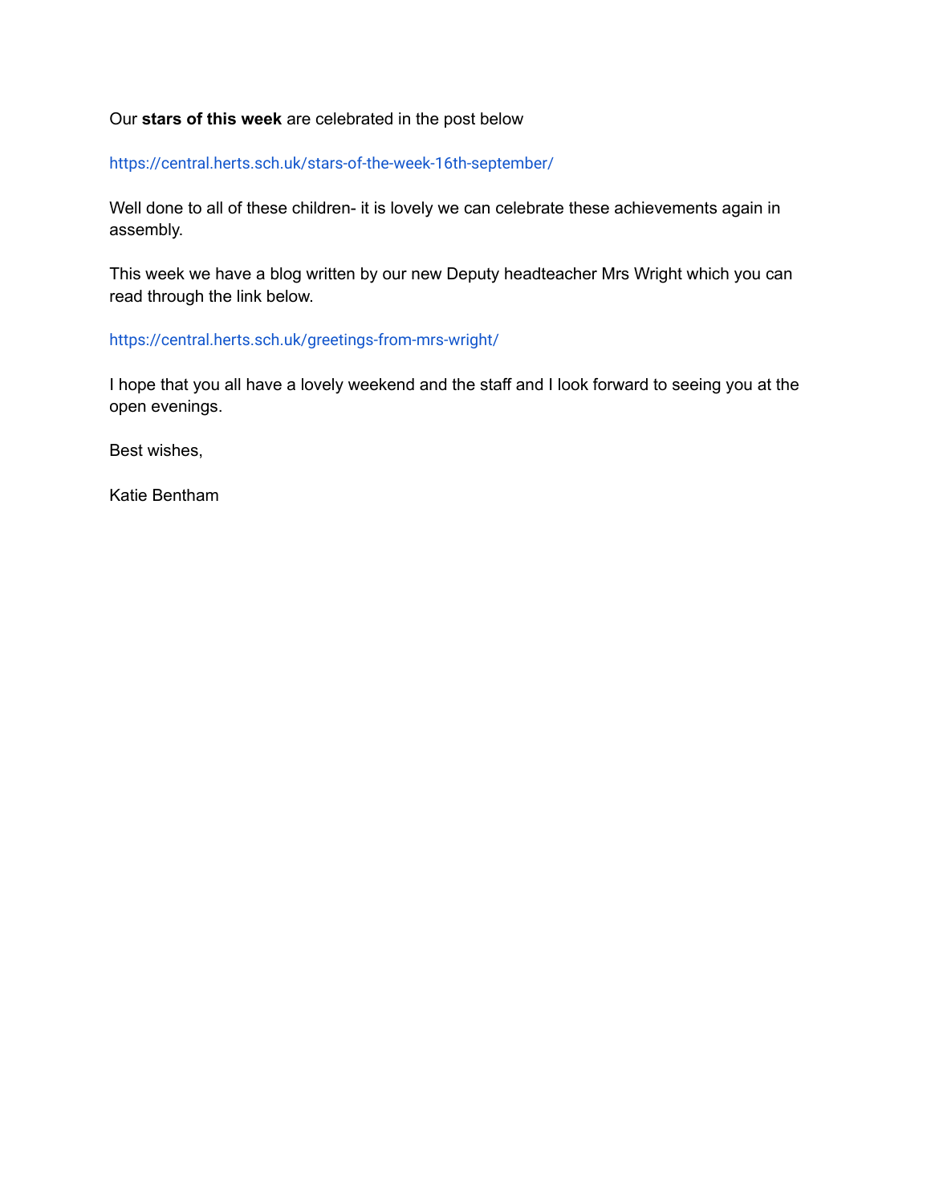Our **stars of this week** are celebrated in the post below

https://central.herts.sch.uk/stars-of-the-week-16th-september/

Well done to all of these children- it is lovely we can celebrate these achievements again in assembly.

This week we have a blog written by our new Deputy headteacher Mrs Wright which you can read through the link below.

https://central.herts.sch.uk/greetings-from-mrs-wright/

I hope that you all have a lovely weekend and the staff and I look forward to seeing you at the open evenings.

Best wishes,

Katie Bentham